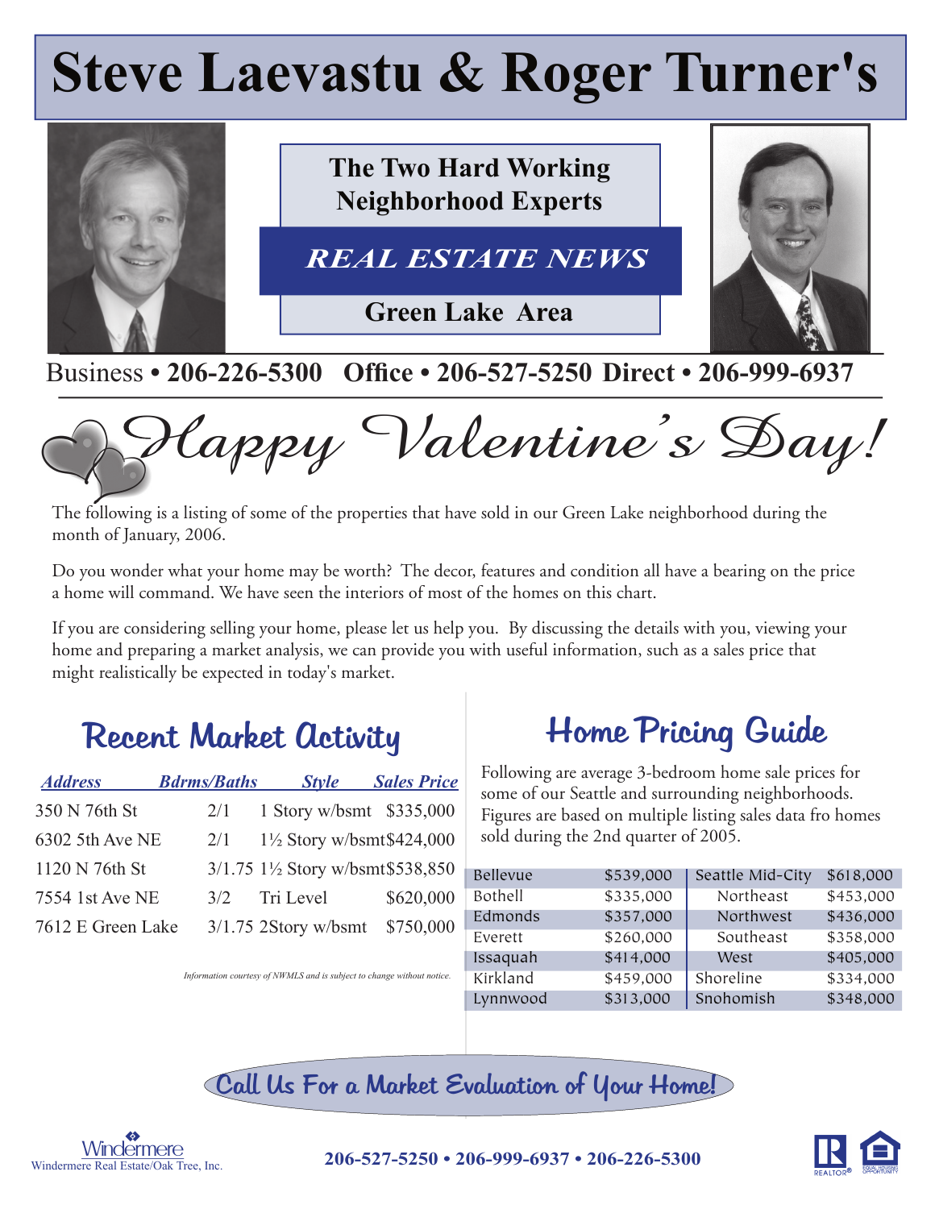# Steve Laevastu & Roger Turner's

**The Two Hard Working Neighborhood Experts**

***REAL ESTATE NEWS***

**Green Lake Area**

Business • **206-226-5300** **Office • 206-527-5250** **Direct • 206-999-6937**

## *Happy Valentine's Day!*

The following is a listing of some of the properties that have sold in our Green Lake neighborhood during the month of January, 2006.

Do you wonder what your home may be worth? The decor, features and condition all have a bearing on the price a home will command. We have seen the interiors of most of the homes on this chart.

If you are considering selling your home, please let us help you. By discussing the details with you, viewing your home and preparing a market analysis, we can provide you with useful information, such as a sales price that might realistically be expected in today's market.

## Recent Market Activity

| *Address* | *Bdrms/Baths* | *Style* | *Sales Price* |
|---|---|---|---|
| 350 N 76th St | 2/1 | 1 Story w/bsmt | $335,000 |
| 6302 5th Ave NE | 2/1 | 1½ Story w/bsmt | $424,000 |
| 1120 N 76th St | 3/1.75 | 1½ Story w/bsmt | $538,850 |
| 7554 1st Ave NE | 3/2 | Tri Level | $620,000 |
| 7612 E Green Lake | 3/1.75 | 2Story w/bsmt | $750,000 |

*Information courtesy of NWMLS and is subject to change without notice.*

## Home Pricing Guide

Following are average 3-bedroom home sale prices for some of our Seattle and surrounding neighborhoods. Figures are based on multiple listing sales data fro homes sold during the 2nd quarter of 2005.

| | | | |
|---|---|---|---|
| Bellevue | $539,000 | Seattle Mid-City | $618,000 |
| Bothell | $335,000 | Northeast | $453,000 |
| Edmonds | $357,000 | Northwest | $436,000 |
| Everett | $260,000 | Southeast | $358,000 |
| Issaquah | $414,000 | West | $405,000 |
| Kirkland | $459,000 | Shoreline | $334,000 |
| Lynnwood | $313,000 | Snohomish | $348,000 |

**Call Us For a Market Evaluation of Your Home!**

Windermere Real Estate/Oak Tree, Inc.

**206-527-5250 • 206-999-6937 • 206-226-5300**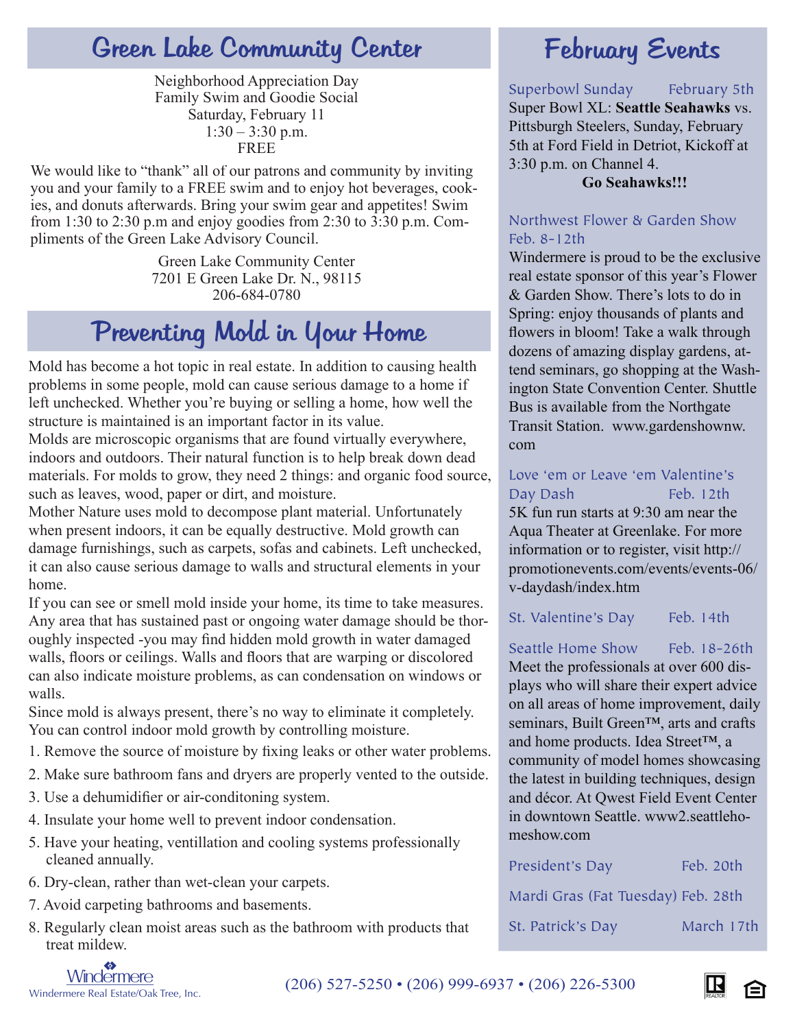# Green Lake Community Center

Neighborhood Appreciation Day
Family Swim and Goodie Social
Saturday, February 11
1:30 – 3:30 p.m.
FREE

We would like to "thank" all of our patrons and community by inviting you and your family to a FREE swim and to enjoy hot beverages, cookies, and donuts afterwards. Bring your swim gear and appetites! Swim from 1:30 to 2:30 p.m and enjoy goodies from 2:30 to 3:30 p.m. Compliments of the Green Lake Advisory Council.

Green Lake Community Center
7201 E Green Lake Dr. N., 98115
206-684-0780

# Preventing Mold in Your Home

Mold has become a hot topic in real estate. In addition to causing health problems in some people, mold can cause serious damage to a home if left unchecked. Whether you're buying or selling a home, how well the structure is maintained is an important factor in its value.

Molds are microscopic organisms that are found virtually everywhere, indoors and outdoors. Their natural function is to help break down dead materials. For molds to grow, they need 2 things: and organic food source, such as leaves, wood, paper or dirt, and moisture.

Mother Nature uses mold to decompose plant material. Unfortunately when present indoors, it can be equally destructive. Mold growth can damage furnishings, such as carpets, sofas and cabinets. Left unchecked, it can also cause serious damage to walls and structural elements in your home.

If you can see or smell mold inside your home, its time to take measures. Any area that has sustained past or ongoing water damage should be thoroughly inspected -you may find hidden mold growth in water damaged walls, floors or ceilings. Walls and floors that are warping or discolored can also indicate moisture problems, as can condensation on windows or walls.

Since mold is always present, there's no way to eliminate it completely. You can control indoor mold growth by controlling moisture.

1. Remove the source of moisture by fixing leaks or other water problems.
2. Make sure bathroom fans and dryers are properly vented to the outside.
3. Use a dehumidifier or air-conditoning system.
4. Insulate your home well to prevent indoor condensation.
5. Have your heating, ventillation and cooling systems professionally cleaned annually.
6. Dry-clean, rather than wet-clean your carpets.
7. Avoid carpeting bathrooms and basements.
8. Regularly clean moist areas such as the bathroom with products that treat mildew.

# February Events

**Superbowl Sunday — February 5th**

Super Bowl XL: **Seattle Seahawks** vs. Pittsburgh Steelers, Sunday, February 5th at Ford Field in Detriot, Kickoff at 3:30 p.m. on Channel 4.

**Go Seahawks!!!**

**Northwest Flower & Garden Show — Feb. 8-12th**

Windermere is proud to be the exclusive real estate sponsor of this year's Flower & Garden Show. There's lots to do in Spring: enjoy thousands of plants and flowers in bloom! Take a walk through dozens of amazing display gardens, attend seminars, go shopping at the Washington State Convention Center. Shuttle Bus is available from the Northgate Transit Station. www.gardenshownw.com

**Love 'em or Leave 'em Valentine's Day Dash — Feb. 12th**

5K fun run starts at 9:30 am near the Aqua Theater at Greenlake. For more information or to register, visit http://promotionevents.com/events/events-06/v-daydash/index.htm

**St. Valentine's Day — Feb. 14th**

**Seattle Home Show — Feb. 18-26th**

Meet the professionals at over 600 displays who will share their expert advice on all areas of home improvement, daily seminars, Built Green™, arts and crafts and home products. Idea Street™, a community of model homes showcasing the latest in building techniques, design and décor. At Qwest Field Event Center in downtown Seattle. www2.seattlehomeshow.com

**President's Day — Feb. 20th**

**Mardi Gras (Fat Tuesday) — Feb. 28th**

**St. Patrick's Day — March 17th**

Windermere
Windermere Real Estate/Oak Tree, Inc.

(206) 527-5250 • (206) 999-6937 • (206) 226-5300